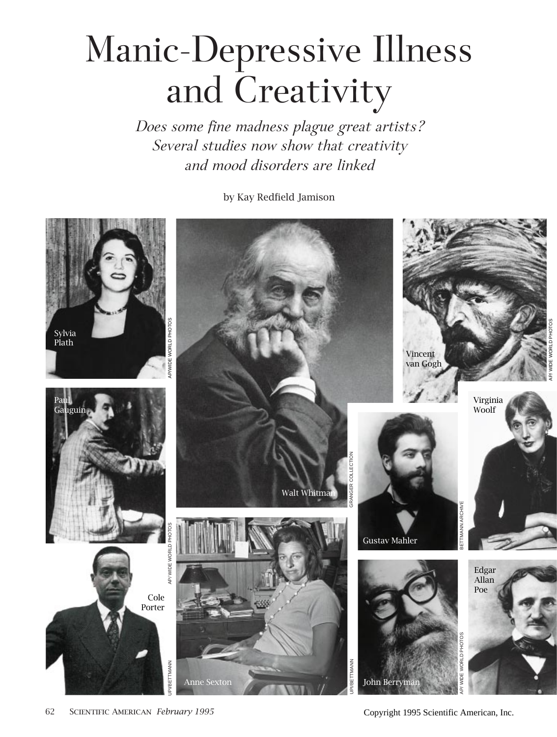# Manic-Depressive Illness and Creativity

*Does some fine madness plague great artists? Several studies now show that creativity and mood disorders are linked*

by Kay Redfield Jamison

Sylvia Plath

Walt Whitman

Vincent van Gogh

Paul Gauguin

Gustav Mahler

Virginia Woolf

Cole Porter

Anne Sexton

John Berryman

Edgar Allan Poe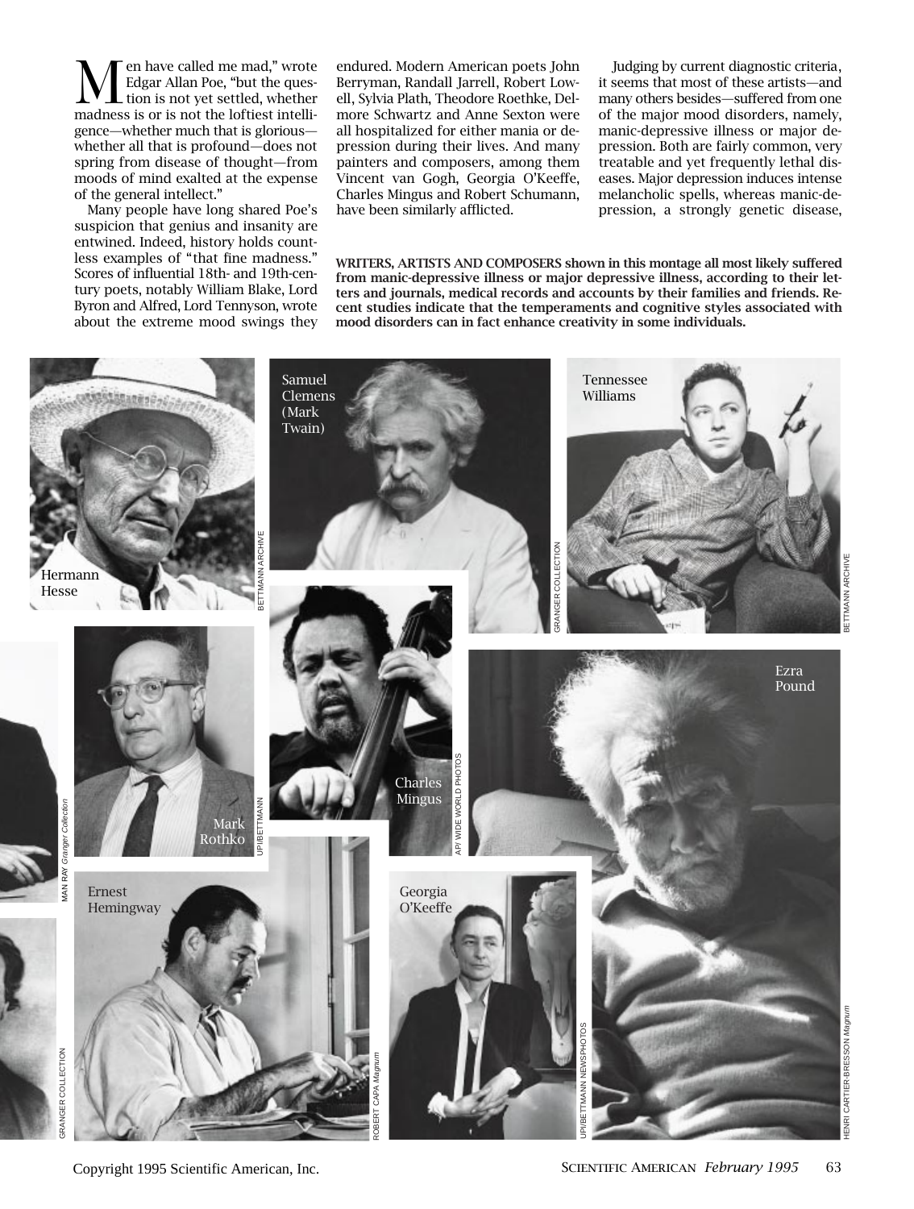"Men have called me mad," wrote Edgar Allan Poe, "but the question is not yet settled, whether madness is or is not the loftiest intelligence—whether much that is glorious—whether all that is profound—does not spring from disease of thought—from moods of mind exalted at the expense of the general intellect."

Many people have long shared Poe's suspicion that genius and insanity are entwined. Indeed, history holds countless examples of "that fine madness." Scores of influential 18th- and 19th-century poets, notably William Blake, Lord Byron and Alfred, Lord Tennyson, wrote about the extreme mood swings they endured. Modern American poets John Berryman, Randall Jarrell, Robert Lowell, Sylvia Plath, Theodore Roethke, Delmore Schwartz and Anne Sexton were all hospitalized for either mania or depression during their lives. And many painters and composers, among them Vincent van Gogh, Georgia O'Keeffe, Charles Mingus and Robert Schumann, have been similarly afflicted.

Judging by current diagnostic criteria, it seems that most of these artists—and many others besides—suffered from one of the major mood disorders, namely, manic-depressive illness or major depression. Both are fairly common, very treatable and yet frequently lethal diseases. Major depression induces intense melancholic spells, whereas manic-depression, a strongly genetic disease,

**WRITERS, ARTISTS AND COMPOSERS shown in this montage all most likely suffered from manic-depressive illness or major depressive illness, according to their letters and journals, medical records and accounts by their families and friends. Recent studies indicate that the temperaments and cognitive styles associated with mood disorders can in fact enhance creativity in some individuals.**

Hermann Hesse — BETTMANN ARCHIVE

Samuel Clemens (Mark Twain) — GRANGER COLLECTION

Tennessee Williams — BETTMANN ARCHIVE

Mark Rothko — UPI/BETTMANN

Charles Mingus — AP/ WIDE WORLD PHOTOS

Ezra Pound — HENRI CARTIER-BRESSON *Magnum*

Ernest Hemingway — ROBERT CAPA *Magnum*

Georgia O'Keeffe — UPI/BETTMANN NEWSPHOTOS

MAN RAY *Granger Collection*

GRANGER COLLECTION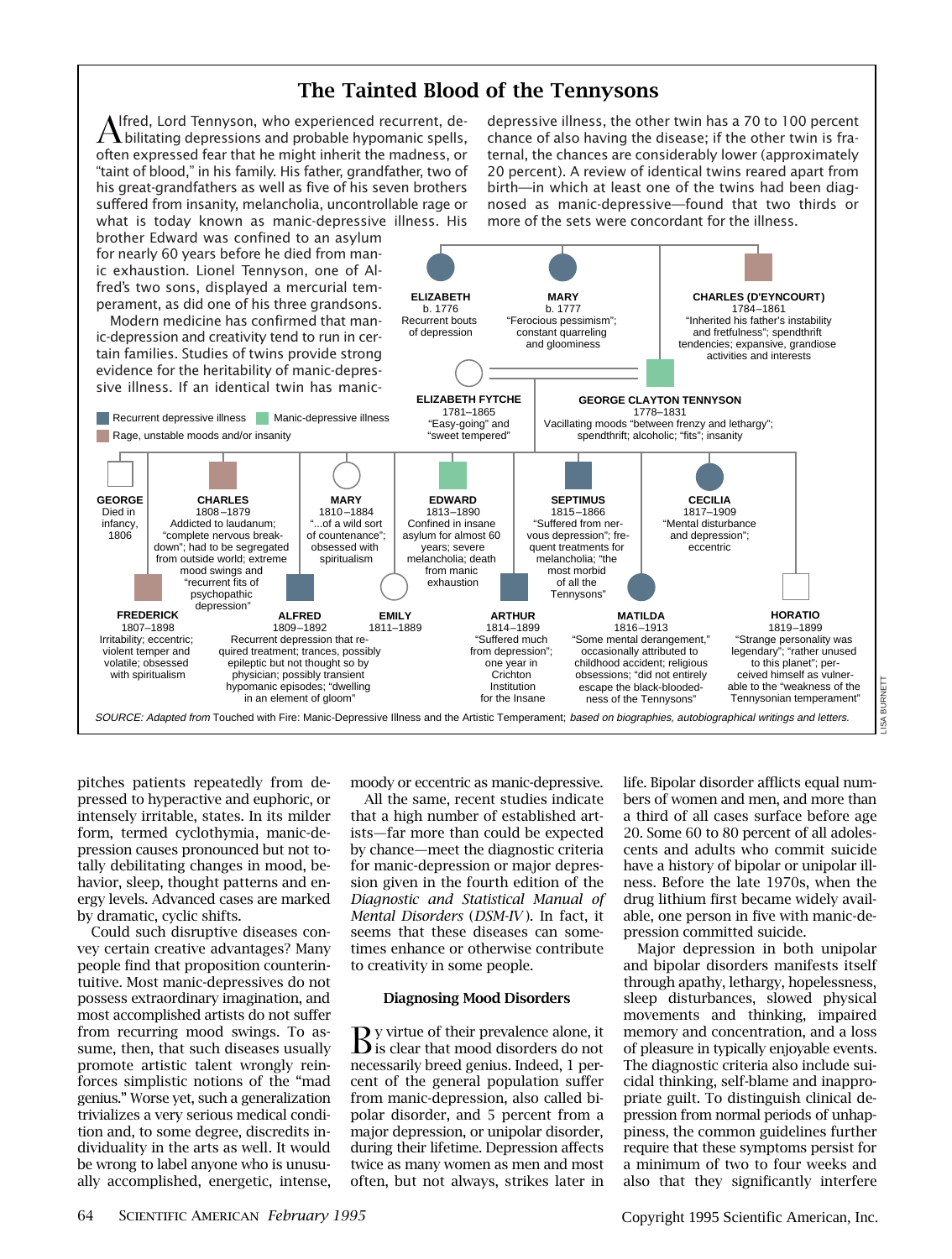## The Tainted Blood of the Tennysons

Alfred, Lord Tennyson, who experienced recurrent, debilitating depressions and probable hypomanic spells, often expressed fear that he might inherit the madness, or "taint of blood," in his family. His father, grandfather, two of his great-grandfathers as well as five of his seven brothers suffered from insanity, melancholia, uncontrollable rage or what is today known as manic-depressive illness. His brother Edward was confined to an asylum for nearly 60 years before he died from manic exhaustion. Lionel Tennyson, one of Alfred's two sons, displayed a mercurial temperament, as did one of his three grandsons.

Modern medicine has confirmed that manic-depression and creativity tend to run in certain families. Studies of twins provide strong evidence for the heritability of manic-depressive illness. If an identical twin has manic-depressive illness, the other twin has a 70 to 100 percent chance of also having the disease; if the other twin is fraternal, the chances are considerably lower (approximately 20 percent). A review of identical twins reared apart from birth—in which at least one of the twins had been diagnosed as manic-depressive—found that two thirds or more of the sets were concordant for the illness.

Recurrent depressive illness

Manic-depressive illness

Rage, unstable moods and/or insanity

**ELIZABETH**
b. 1776
Recurrent bouts of depression

**MARY**
b. 1777
"Ferocious pessimism"; constant quarreling and gloominess

**CHARLES (D'EYNCOURT)**
1784–1861
"Inherited his father's instability and fretfulness"; spendthrift tendencies; expansive, grandiose activities and interests

**ELIZABETH FYTCHE**
1781–1865
"Easy-going" and "sweet tempered"

**GEORGE CLAYTON TENNYSON**
1778–1831
Vacillating moods "between frenzy and lethargy"; spendthrift; alcoholic; "fits"; insanity

**GEORGE**
Died in infancy, 1806

**FREDERICK**
1807–1898
Irritability; eccentric; violent temper and volatile; obsessed with spiritualism

**CHARLES**
1808–1879
Addicted to laudanum; "complete nervous breakdown"; had to be segregated from outside world; extreme mood swings and "recurrent fits of psychopathic depression"

**ALFRED**
1809–1892
Recurrent depression that required treatment; trances, possibly epileptic but not thought so by physician; possibly transient hypomanic episodes; "dwelling in an element of gloom"

**MARY**
1810–1884
"...of a wild sort of countenance"; obsessed with spiritualism

**EMILY**
1811–1889

**EDWARD**
1813–1890
Confined in insane asylum for almost 60 years; severe melancholia; death from manic exhaustion

**ARTHUR**
1814–1899
"Suffered much from depression"; one year in Crichton Institution for the Insane

**SEPTIMUS**
1815–1866
"Suffered from nervous depression"; frequent treatments for melancholia; "the most morbid of all the Tennysons"

**MATILDA**
1816–1913
"Some mental derangement," occasionally attributed to childhood accident; religious obsessions; "did not entirely escape the black-bloodedness of the Tennysons"

**CECILIA**
1817–1909
"Mental disturbance and depression"; eccentric

**HORATIO**
1819–1899
"Strange personality was legendary"; "rather unused to this planet"; perceived himself as vulnerable to the "weakness of the Tennysonian temperament"

SOURCE: *Adapted from* Touched with Fire: Manic-Depressive Illness and the Artistic Temperament; *based on biographies, autobiographical writings and letters.*

---

pitches patients repeatedly from depressed to hyperactive and euphoric, or intensely irritable, states. In its milder form, termed cyclothymia, manic-depression causes pronounced but not totally debilitating changes in mood, behavior, sleep, thought patterns and energy levels. Advanced cases are marked by dramatic, cyclic shifts.

Could such disruptive diseases convey certain creative advantages? Many people find that proposition counterintuitive. Most manic-depressives do not possess extraordinary imagination, and most accomplished artists do not suffer from recurring mood swings. To assume, then, that such diseases usually promote artistic talent wrongly reinforces simplistic notions of the "mad genius." Worse yet, such a generalization trivializes a very serious medical condition and, to some degree, discredits individuality in the arts as well. It would be wrong to label anyone who is unusually accomplished, energetic, intense, moody or eccentric as manic-depressive.

All the same, recent studies indicate that a high number of established artists—far more than could be expected by chance—meet the diagnostic criteria for manic-depression or major depression given in the fourth edition of the *Diagnostic and Statistical Manual of Mental Disorders* (*DSM-IV*). In fact, it seems that these diseases can sometimes enhance or otherwise contribute to creativity in some people.

### Diagnosing Mood Disorders

By virtue of their prevalence alone, it is clear that mood disorders do not necessarily breed genius. Indeed, 1 percent of the general population suffer from manic-depression, also called bipolar disorder, and 5 percent from a major depression, or unipolar disorder, during their lifetime. Depression affects twice as many women as men and most often, but not always, strikes later in life. Bipolar disorder afflicts equal numbers of women and men, and more than a third of all cases surface before age 20. Some 60 to 80 percent of all adolescents and adults who commit suicide have a history of bipolar or unipolar illness. Before the late 1970s, when the drug lithium first became widely available, one person in five with manic-depression committed suicide.

Major depression in both unipolar and bipolar disorders manifests itself through apathy, lethargy, hopelessness, sleep disturbances, slowed physical movements and thinking, impaired memory and concentration, and a loss of pleasure in typically enjoyable events. The diagnostic criteria also include suicidal thinking, self-blame and inappropriate guilt. To distinguish clinical depression from normal periods of unhappiness, the common guidelines further require that these symptoms persist for a minimum of two to four weeks and also that they significantly interfere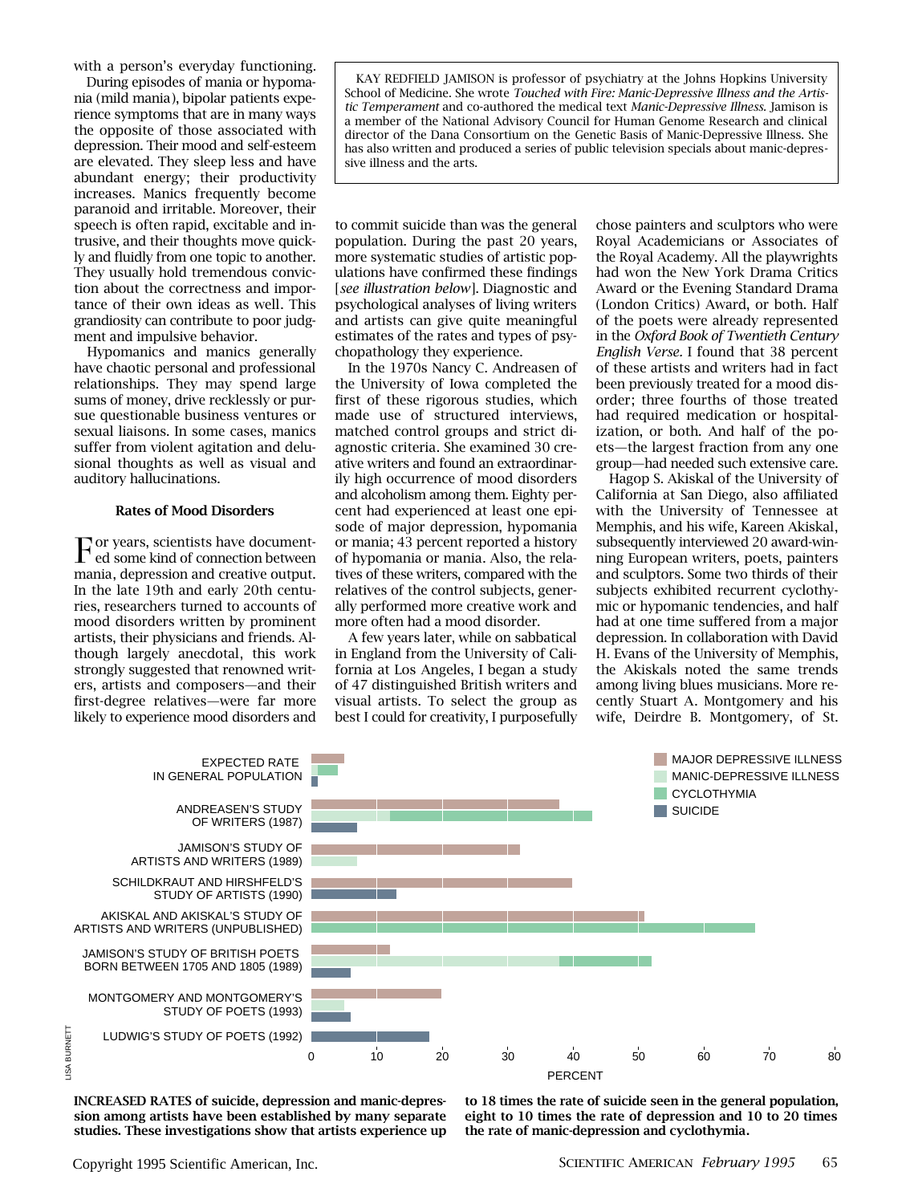with a person's everyday functioning.

During episodes of mania or hypomania (mild mania), bipolar patients experience symptoms that are in many ways the opposite of those associated with depression. Their mood and self-esteem are elevated. They sleep less and have abundant energy; their productivity increases. Manics frequently become paranoid and irritable. Moreover, their speech is often rapid, excitable and intrusive, and their thoughts move quickly and fluidly from one topic to another. They usually hold tremendous conviction about the correctness and importance of their own ideas as well. This grandiosity can contribute to poor judgment and impulsive behavior.

Hypomanics and manics generally have chaotic personal and professional relationships. They may spend large sums of money, drive recklessly or pursue questionable business ventures or sexual liaisons. In some cases, manics suffer from violent agitation and delusional thoughts as well as visual and auditory hallucinations.

KAY REDFIELD JAMISON is professor of psychiatry at the Johns Hopkins University School of Medicine. She wrote *Touched with Fire: Manic-Depressive Illness and the Artistic Temperament* and co-authored the medical text *Manic-Depressive Illness.* Jamison is a member of the National Advisory Council for Human Genome Research and clinical director of the Dana Consortium on the Genetic Basis of Manic-Depressive Illness. She has also written and produced a series of public television specials about manic-depressive illness and the arts.

### Rates of Mood Disorders

For years, scientists have documented some kind of connection between mania, depression and creative output. In the late 19th and early 20th centuries, researchers turned to accounts of mood disorders written by prominent artists, their physicians and friends. Although largely anecdotal, this work strongly suggested that renowned writers, artists and composers—and their first-degree relatives—were far more likely to experience mood disorders and to commit suicide than was the general population. During the past 20 years, more systematic studies of artistic populations have confirmed these findings [*see illustration below*]. Diagnostic and psychological analyses of living writers and artists can give quite meaningful estimates of the rates and types of psychopathology they experience.

In the 1970s Nancy C. Andreasen of the University of Iowa completed the first of these rigorous studies, which made use of structured interviews, matched control groups and strict diagnostic criteria. She examined 30 creative writers and found an extraordinarily high occurrence of mood disorders and alcoholism among them. Eighty percent had experienced at least one episode of major depression, hypomania or mania; 43 percent reported a history of hypomania or mania. Also, the relatives of these writers, compared with the relatives of the control subjects, generally performed more creative work and more often had a mood disorder.

A few years later, while on sabbatical in England from the University of California at Los Angeles, I began a study of 47 distinguished British writers and visual artists. To select the group as best I could for creativity, I purposefully chose painters and sculptors who were Royal Academicians or Associates of the Royal Academy. All the playwrights had won the New York Drama Critics Award or the Evening Standard Drama (London Critics) Award, or both. Half of the poets were already represented in the *Oxford Book of Twentieth Century English Verse.* I found that 38 percent of these artists and writers had in fact been previously treated for a mood disorder; three fourths of those treated had required medication or hospitalization, or both. And half of the poets—the largest fraction from any one group—had needed such extensive care.

Hagop S. Akiskal of the University of California at San Diego, also affiliated with the University of Tennessee at Memphis, and his wife, Kareen Akiskal, subsequently interviewed 20 award-winning European writers, poets, painters and sculptors. Some two thirds of their subjects exhibited recurrent cyclothymic or hypomanic tendencies, and half had at one time suffered from a major depression. In collaboration with David H. Evans of the University of Memphis, the Akiskals noted the same trends among living blues musicians. More recently Stuart A. Montgomery and his wife, Deirdre B. Montgomery, of St.

EXPECTED RATE IN GENERAL POPULATION
ANDREASEN'S STUDY OF WRITERS (1987)
JAMISON'S STUDY OF ARTISTS AND WRITERS (1989)
SCHILDKRAUT AND HIRSHFELD'S STUDY OF ARTISTS (1990)
AKISKAL AND AKISKAL'S STUDY OF ARTISTS AND WRITERS (UNPUBLISHED)
JAMISON'S STUDY OF BRITISH POETS BORN BETWEEN 1705 AND 1805 (1989)
MONTGOMERY AND MONTGOMERY'S STUDY OF POETS (1993)
LUDWIG'S STUDY OF POETS (1992)

MAJOR DEPRESSIVE ILLNESS
MANIC-DEPRESSIVE ILLNESS
CYCLOTHYMIA
SUICIDE

0 10 20 30 40 50 60 70 80
PERCENT

LISA BURNETT

**INCREASED RATES of suicide, depression and manic-depression among artists have been established by many separate studies. These investigations show that artists experience up to 18 times the rate of suicide seen in the general population, eight to 10 times the rate of depression and 10 to 20 times the rate of manic-depression and cyclothymia.**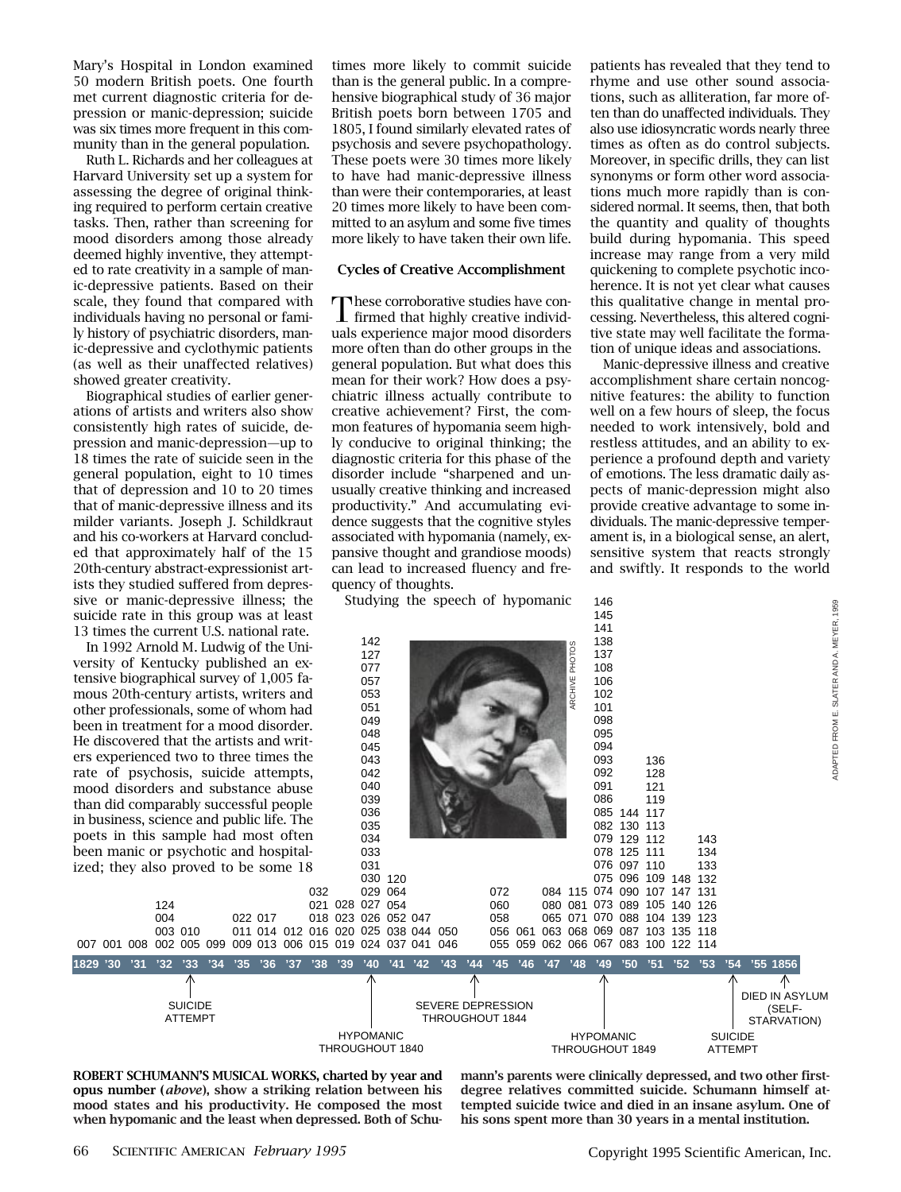Mary's Hospital in London examined 50 modern British poets. One fourth met current diagnostic criteria for depression or manic-depression; suicide was six times more frequent in this community than in the general population.

Ruth L. Richards and her colleagues at Harvard University set up a system for assessing the degree of original thinking required to perform certain creative tasks. Then, rather than screening for mood disorders among those already deemed highly inventive, they attempted to rate creativity in a sample of manic-depressive patients. Based on their scale, they found that compared with individuals having no personal or family history of psychiatric disorders, manic-depressive and cyclothymic patients (as well as their unaffected relatives) showed greater creativity.

Biographical studies of earlier generations of artists and writers also show consistently high rates of suicide, depression and manic-depression—up to 18 times the rate of suicide seen in the general population, eight to 10 times that of depression and 10 to 20 times that of manic-depressive illness and its milder variants. Joseph J. Schildkraut and his co-workers at Harvard concluded that approximately half of the 15 20th-century abstract-expressionist artists they studied suffered from depressive or manic-depressive illness; the suicide rate in this group was at least 13 times the current U.S. national rate.

In 1992 Arnold M. Ludwig of the University of Kentucky published an extensive biographical survey of 1,005 famous 20th-century artists, writers and other professionals, some of whom had been in treatment for a mood disorder. He discovered that the artists and writers experienced two to three times the rate of psychosis, suicide attempts, mood disorders and substance abuse than did comparably successful people in business, science and public life. The poets in this sample had most often been manic or psychotic and hospitalized; they also proved to be some 18 times more likely to commit suicide than is the general public. In a comprehensive biographical study of 36 major British poets born between 1705 and 1805, I found similarly elevated rates of psychosis and severe psychopathology. These poets were 30 times more likely to have had manic-depressive illness than were their contemporaries, at least 20 times more likely to have been committed to an asylum and some five times more likely to have taken their own life.

### Cycles of Creative Accomplishment

These corroborative studies have confirmed that highly creative individuals experience major mood disorders more often than do other groups in the general population. But what does this mean for their work? How does a psychiatric illness actually contribute to creative achievement? First, the common features of hypomania seem highly conducive to original thinking; the diagnostic criteria for this phase of the disorder include "sharpened and unusually creative thinking and increased productivity." And accumulating evidence suggests that the cognitive styles associated with hypomania (namely, expansive thought and grandiose moods) can lead to increased fluency and frequency of thoughts.

Studying the speech of hypomanic patients has revealed that they tend to rhyme and use other sound associations, such as alliteration, far more often than do unaffected individuals. They also use idiosyncratic words nearly three times as often as do control subjects. Moreover, in specific drills, they can list synonyms or form other word associations much more rapidly than is considered normal. It seems, then, that both the quantity and quality of thoughts build during hypomania. This speed increase may range from a very mild quickening to complete psychotic incoherence. It is not yet clear what causes this qualitative change in mental processing. Nevertheless, this altered cognitive state may well facilitate the formation of unique ideas and associations.

Manic-depressive illness and creative accomplishment share certain noncognitive features: the ability to function well on a few hours of sleep, the focus needed to work intensively, bold and restless attitudes, and an ability to experience a profound depth and variety of emotions. The less dramatic daily aspects of manic-depression might also provide creative advantage to some individuals. The manic-depressive temperament is, in a biological sense, an alert, sensitive system that reacts strongly and swiftly. It responds to the world

ARCHIVE PHOTOS

ADAPTED FROM E. SLATER AND A. MEYER, 1959

1829: 007
'30: 001
'31: 008
'32: 002 003 004 124
'33: 005 010
'34: 099
'35: 009 011 022
'36: 013 014 017
'37: 006 012
'38: 015 016 018 021 032
'39: 019 020 023 028
'40: 024 025 026 027 029 030 031 033 034 035 036 039 040 042 043 045 048 049 051 053 057 077 127 142
'41: 037 038 052 054 064 120
'42: 041 044 047
'43: 046 050
'44
'45: 055 056 058 060 072
'46: 059 061
'47: 062 063 065 080 084
'48: 066 068 071 081 115
'49: 067 069 070 073 074 075 076 078 079 082 085 086 091 092 093 094 095 098 101 102 106 108 137 138 141 145 146
'50: 083 087 088 089 090 096 097 125 129 130 144
'51: 100 103 104 105 107 109 110 111 112 113 117 119 121 128 136
'52: 122 135 139 140 147 148
'53: 114 118 123 126 131 132 133 134 143
'54
'55
1856

SUICIDE ATTEMPT
HYPOMANIC THROUGHOUT 1840
SEVERE DEPRESSION THROUGHOUT 1844
HYPOMANIC THROUGHOUT 1849
SUICIDE ATTEMPT
DIED IN ASYLUM (SELF-STARVATION)

**ROBERT SCHUMANN'S MUSICAL WORKS, charted by year and opus number (*above*), show a striking relation between his mood states and his productivity. He composed the most when hypomanic and the least when depressed. Both of Schumann's parents were clinically depressed, and two other first-degree relatives committed suicide. Schumann himself attempted suicide twice and died in an insane asylum. One of his sons spent more than 30 years in a mental institution.**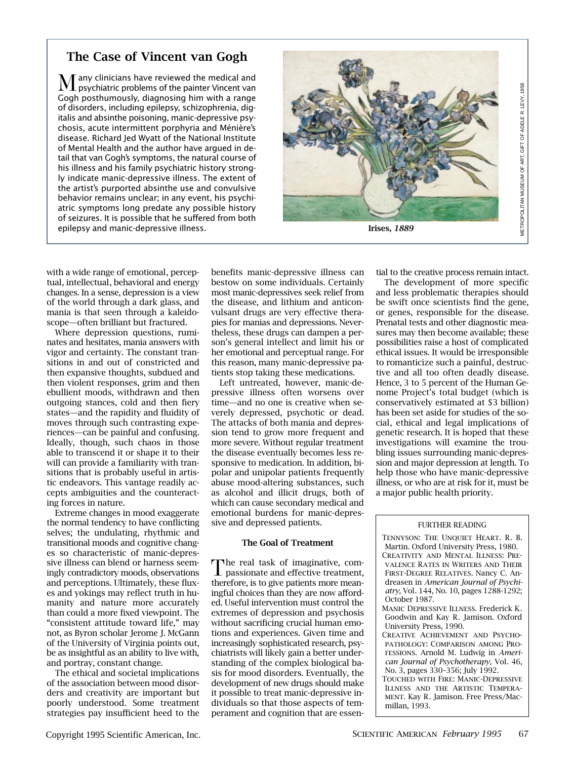## The Case of Vincent van Gogh

Many clinicians have reviewed the medical and psychiatric problems of the painter Vincent van Gogh posthumously, diagnosing him with a range of disorders, including epilepsy, schizophrenia, digitalis and absinthe poisoning, manic-depressive psychosis, acute intermittent porphyria and Ménière's disease. Richard Jed Wyatt of the National Institute of Mental Health and the author have argued in detail that van Gogh's symptoms, the natural course of his illness and his family psychiatric history strongly indicate manic-depressive illness. The extent of the artist's purported absinthe use and convulsive behavior remains unclear; in any event, his psychiatric symptoms long predate any possible history of seizures. It is possible that he suffered from both epilepsy and manic-depressive illness.

**Irises,** ***1889***

METROPOLITAN MUSEUM OF ART, GIFT OF ADELE R. LEVY, 1958

with a wide range of emotional, perceptual, intellectual, behavioral and energy changes. In a sense, depression is a view of the world through a dark glass, and mania is that seen through a kaleidoscope—often brilliant but fractured.

Where depression questions, ruminates and hesitates, mania answers with vigor and certainty. The constant transitions in and out of constricted and then expansive thoughts, subdued and then violent responses, grim and then ebullient moods, withdrawn and then outgoing stances, cold and then fiery states—and the rapidity and fluidity of moves through such contrasting experiences—can be painful and confusing. Ideally, though, such chaos in those able to transcend it or shape it to their will can provide a familiarity with transitions that is probably useful in artistic endeavors. This vantage readily accepts ambiguities and the counteracting forces in nature.

Extreme changes in mood exaggerate the normal tendency to have conflicting selves; the undulating, rhythmic and transitional moods and cognitive changes so characteristic of manic-depressive illness can blend or harness seemingly contradictory moods, observations and perceptions. Ultimately, these fluxes and yokings may reflect truth in humanity and nature more accurately than could a more fixed viewpoint. The "consistent attitude toward life," may not, as Byron scholar Jerome J. McGann of the University of Virginia points out, be as insightful as an ability to live with, and portray, constant change.

The ethical and societal implications of the association between mood disorders and creativity are important but poorly understood. Some treatment strategies pay insufficient heed to the benefits manic-depressive illness can bestow on some individuals. Certainly most manic-depressives seek relief from the disease, and lithium and anticonvulsant drugs are very effective therapies for manias and depressions. Nevertheless, these drugs can dampen a person's general intellect and limit his or her emotional and perceptual range. For this reason, many manic-depressive patients stop taking these medications.

Left untreated, however, manic-depressive illness often worsens over time—and no one is creative when severely depressed, psychotic or dead. The attacks of both mania and depression tend to grow more frequent and more severe. Without regular treatment the disease eventually becomes less responsive to medication. In addition, bipolar and unipolar patients frequently abuse mood-altering substances, such as alcohol and illicit drugs, both of which can cause secondary medical and emotional burdens for manic-depressive and depressed patients.

### The Goal of Treatment

The real task of imaginative, compassionate and effective treatment, therefore, is to give patients more meaningful choices than they are now afforded. Useful intervention must control the extremes of depression and psychosis without sacrificing crucial human emotions and experiences. Given time and increasingly sophisticated research, psychiatrists will likely gain a better understanding of the complex biological basis for mood disorders. Eventually, the development of new drugs should make it possible to treat manic-depressive individuals so that those aspects of temperament and cognition that are essential to the creative process remain intact.

The development of more specific and less problematic therapies should be swift once scientists find the gene, or genes, responsible for the disease. Prenatal tests and other diagnostic measures may then become available; these possibilities raise a host of complicated ethical issues. It would be irresponsible to romanticize such a painful, destructive and all too often deadly disease. Hence, 3 to 5 percent of the Human Genome Project's total budget (which is conservatively estimated at $3 billion) has been set aside for studies of the social, ethical and legal implications of genetic research. It is hoped that these investigations will examine the troubling issues surrounding manic-depression and major depression at length. To help those who have manic-depressive illness, or who are at risk for it, must be a major public health priority.

#### FURTHER READING

TENNYSON: THE UNQUIET HEART. R. B. Martin. Oxford University Press, 1980.

CREATIVITY AND MENTAL ILLNESS: PREVALENCE RATES IN WRITERS AND THEIR FIRST-DEGREE RELATIVES. Nancy C. Andreasen in *American Journal of Psychiatry,* Vol. 144, No. 10, pages 1288–1292; October 1987.

MANIC DEPRESSIVE ILLNESS. Frederick K. Goodwin and Kay R. Jamison. Oxford University Press, 1990.

CREATIVE ACHIEVEMENT AND PSYCHOPATHOLOGY: COMPARISON AMONG PROFESSIONS. Arnold M. Ludwig in *American Journal of Psychotherapy,* Vol. 46, No. 3, pages 330–356; July 1992.

TOUCHED WITH FIRE: MANIC-DEPRESSIVE ILLNESS AND THE ARTISTIC TEMPERAMENT. Kay R. Jamison. Free Press/Macmillan, 1993.